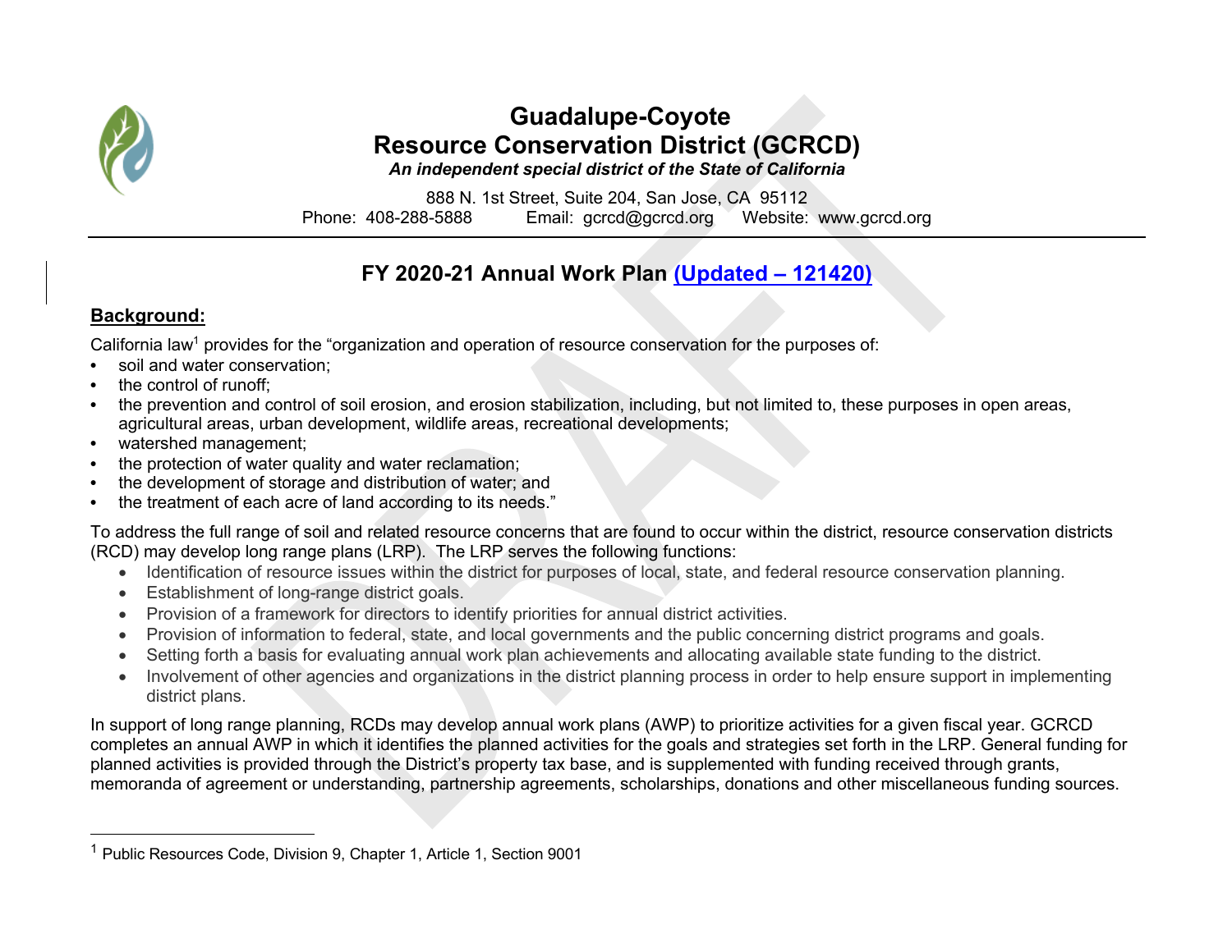# Guadalupe-Coyote
# Resource Conservation District (GCRCD)

***An independent special district of the State of California***

888 N. 1st Street, Suite 204, San Jose, CA 95112
Phone: 408-288-5888 Email: gcrcd@gcrcd.org Website: www.gcrcd.org

## FY 2020-21 Annual Work Plan (Updated – 121420)

**Background:**

California law[1] provides for the "organization and operation of resource conservation for the purposes of:

- soil and water conservation;
- the control of runoff;
- the prevention and control of soil erosion, and erosion stabilization, including, but not limited to, these purposes in open areas, agricultural areas, urban development, wildlife areas, recreational developments;
- watershed management;
- the protection of water quality and water reclamation;
- the development of storage and distribution of water; and
- the treatment of each acre of land according to its needs."

To address the full range of soil and related resource concerns that are found to occur within the district, resource conservation districts (RCD) may develop long range plans (LRP). The LRP serves the following functions:

- Identification of resource issues within the district for purposes of local, state, and federal resource conservation planning.
- Establishment of long-range district goals.
- Provision of a framework for directors to identify priorities for annual district activities.
- Provision of information to federal, state, and local governments and the public concerning district programs and goals.
- Setting forth a basis for evaluating annual work plan achievements and allocating available state funding to the district.
- Involvement of other agencies and organizations in the district planning process in order to help ensure support in implementing district plans.

In support of long range planning, RCDs may develop annual work plans (AWP) to prioritize activities for a given fiscal year. GCRCD completes an annual AWP in which it identifies the planned activities for the goals and strategies set forth in the LRP. General funding for planned activities is provided through the District's property tax base, and is supplemented with funding received through grants, memoranda of agreement or understanding, partnership agreements, scholarships, donations and other miscellaneous funding sources.

[1] Public Resources Code, Division 9, Chapter 1, Article 1, Section 9001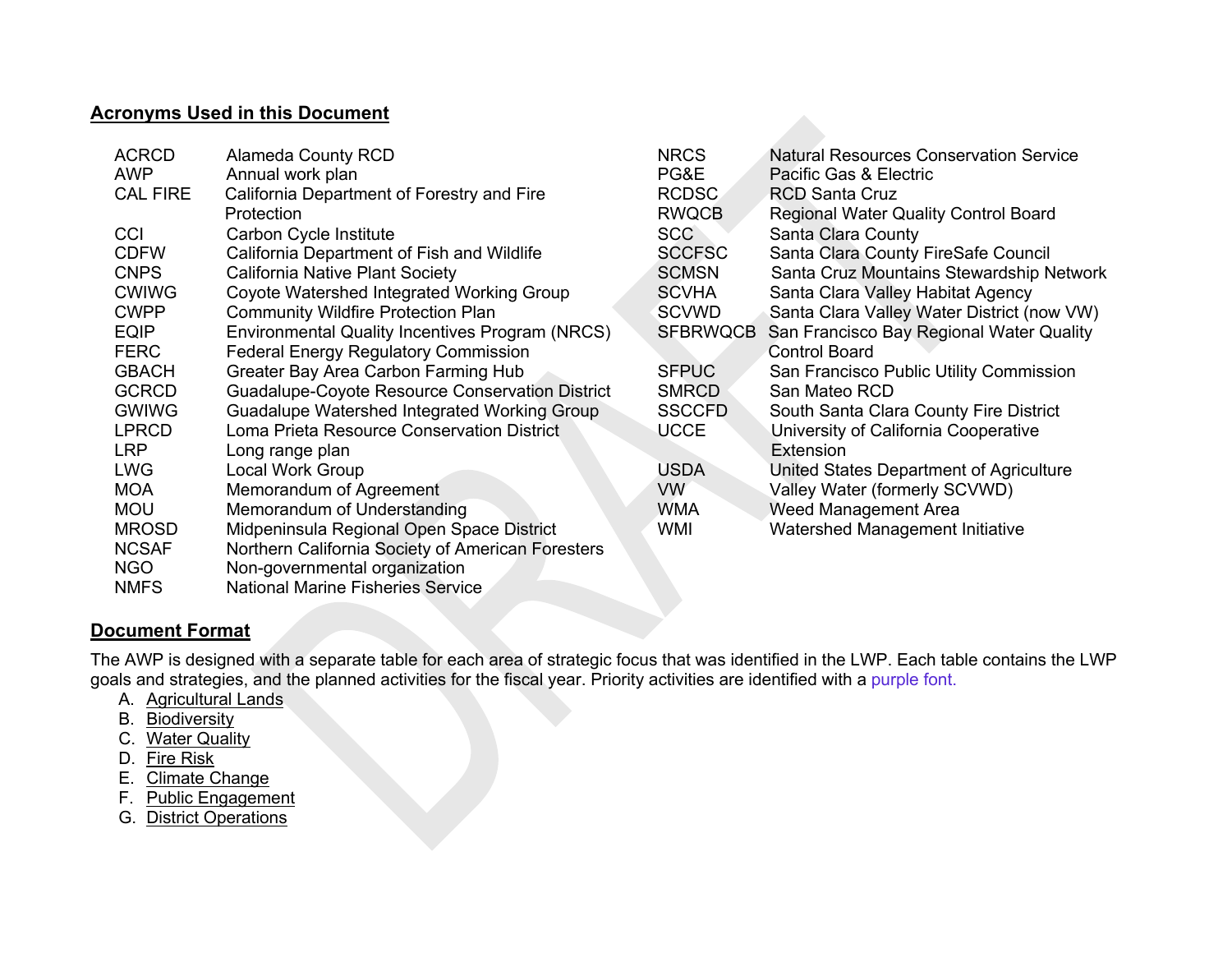## Acronyms Used in this Document

| | |
|---|---|
| ACRCD | Alameda County RCD |
| AWP | Annual work plan |
| CAL FIRE | California Department of Forestry and Fire Protection |
| CCI | Carbon Cycle Institute |
| CDFW | California Department of Fish and Wildlife |
| CNPS | California Native Plant Society |
| CWIWG | Coyote Watershed Integrated Working Group |
| CWPP | Community Wildfire Protection Plan |
| EQIP | Environmental Quality Incentives Program (NRCS) |
| FERC | Federal Energy Regulatory Commission |
| GBACH | Greater Bay Area Carbon Farming Hub |
| GCRCD | Guadalupe-Coyote Resource Conservation District |
| GWIWG | Guadalupe Watershed Integrated Working Group |
| LPRCD | Loma Prieta Resource Conservation District |
| LRP | Long range plan |
| LWG | Local Work Group |
| MOA | Memorandum of Agreement |
| MOU | Memorandum of Understanding |
| MROSD | Midpeninsula Regional Open Space District |
| NCSAF | Northern California Society of American Foresters |
| NGO | Non-governmental organization |
| NMFS | National Marine Fisheries Service |
| NRCS | Natural Resources Conservation Service |
| PG&E | Pacific Gas & Electric |
| RCDSC | RCD Santa Cruz |
| RWQCB | Regional Water Quality Control Board |
| SCC | Santa Clara County |
| SCCFSC | Santa Clara County FireSafe Council |
| SCMSN | Santa Cruz Mountains Stewardship Network |
| SCVHA | Santa Clara Valley Habitat Agency |
| SCVWD | Santa Clara Valley Water District (now VW) |
| SFBRWQCB | San Francisco Bay Regional Water Quality Control Board |
| SFPUC | San Francisco Public Utility Commission |
| SMRCD | San Mateo RCD |
| SSCCFD | South Santa Clara County Fire District |
| UCCE | University of California Cooperative Extension |
| USDA | United States Department of Agriculture |
| VW | Valley Water (formerly SCVWD) |
| WMA | Weed Management Area |
| WMI | Watershed Management Initiative |

## Document Format

The AWP is designed with a separate table for each area of strategic focus that was identified in the LWP. Each table contains the LWP goals and strategies, and the planned activities for the fiscal year. Priority activities are identified with a purple font.

A. Agricultural Lands
B. Biodiversity
C. Water Quality
D. Fire Risk
E. Climate Change
F. Public Engagement
G. District Operations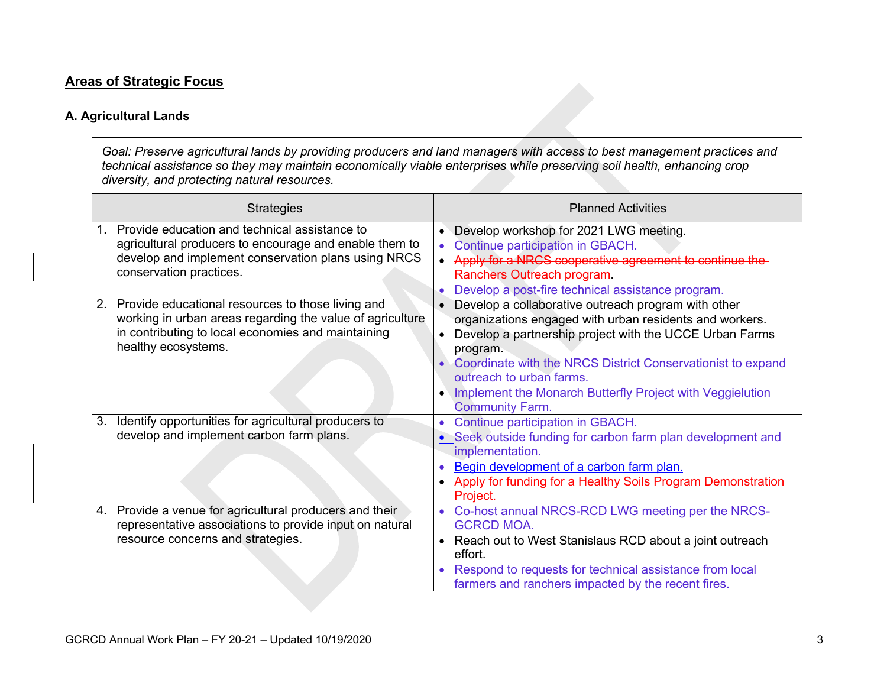## Areas of Strategic Focus

### A. Agricultural Lands

| *Goal: Preserve agricultural lands by providing producers and land managers with access to best management practices and technical assistance so they may maintain economically viable enterprises while preserving soil health, enhancing crop diversity, and protecting natural resources.* | |
|---|---|
| **Strategies** | **Planned Activities** |
| 1. Provide education and technical assistance to agricultural producers to encourage and enable them to develop and implement conservation plans using NRCS conservation practices. | • Develop workshop for 2021 LWG meeting.<br>• Continue participation in GBACH.<br>• ~~Apply for a NRCS cooperative agreement to continue the Ranchers Outreach program~~.<br>• Develop a post-fire technical assistance program. |
| 2. Provide educational resources to those living and working in urban areas regarding the value of agriculture in contributing to local economies and maintaining healthy ecosystems. | • Develop a collaborative outreach program with other organizations engaged with urban residents and workers.<br>• Develop a partnership project with the UCCE Urban Farms program.<br>• Coordinate with the NRCS District Conservationist to expand outreach to urban farms.<br>• Implement the Monarch Butterfly Project with Veggielution Community Farm. |
| 3. Identify opportunities for agricultural producers to develop and implement carbon farm plans. | • Continue participation in GBACH.<br>• Seek outside funding for carbon farm plan development and implementation.<br>• Begin development of a carbon farm plan.<br>• ~~Apply for funding for a Healthy Soils Program Demonstration Project.~~ |
| 4. Provide a venue for agricultural producers and their representative associations to provide input on natural resource concerns and strategies. | • Co-host annual NRCS-RCD LWG meeting per the NRCS-GCRCD MOA.<br>• Reach out to West Stanislaus RCD about a joint outreach effort.<br>• Respond to requests for technical assistance from local farmers and ranchers impacted by the recent fires. |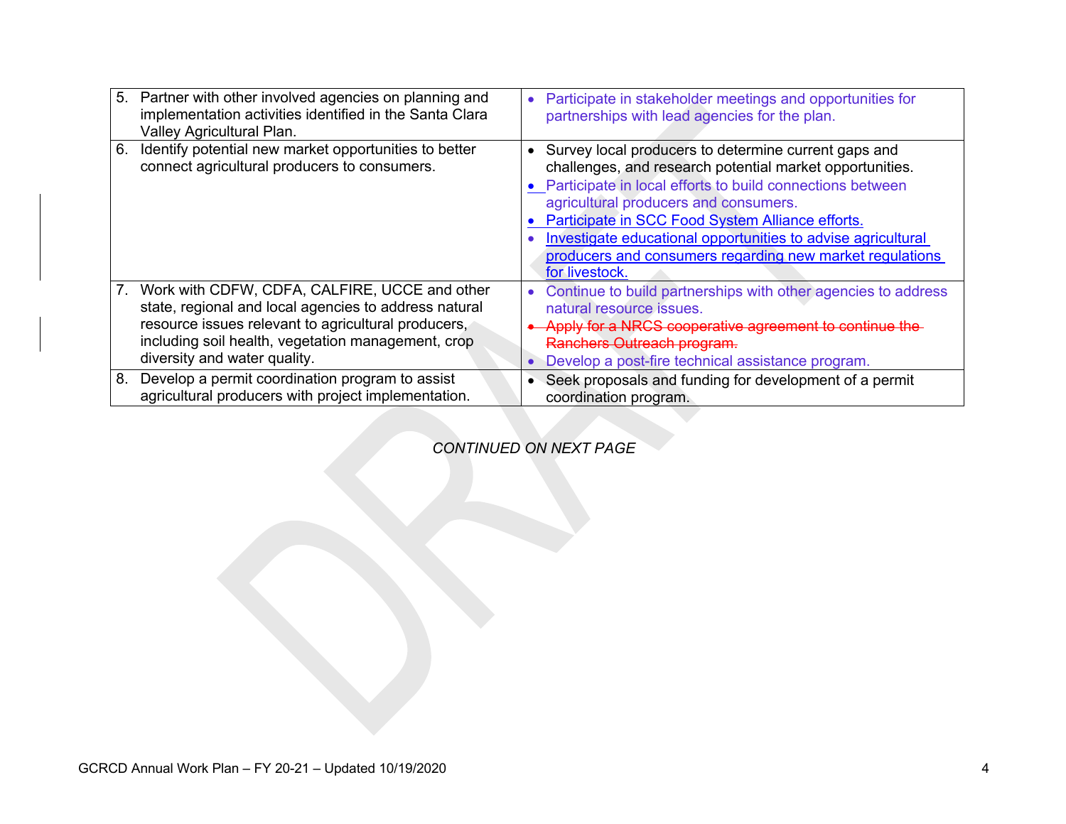| | |
|---|---|
| 5. Partner with other involved agencies on planning and implementation activities identified in the Santa Clara Valley Agricultural Plan. | • Participate in stakeholder meetings and opportunities for partnerships with lead agencies for the plan. |
| 6. Identify potential new market opportunities to better connect agricultural producers to consumers. | • Survey local producers to determine current gaps and challenges, and research potential market opportunities.<br>• Participate in local efforts to build connections between agricultural producers and consumers.<br>• Participate in SCC Food System Alliance efforts.<br>• Investigate educational opportunities to advise agricultural producers and consumers regarding new market regulations for livestock. |
| 7. Work with CDFW, CDFA, CALFIRE, UCCE and other state, regional and local agencies to address natural resource issues relevant to agricultural producers, including soil health, vegetation management, crop diversity and water quality. | • Continue to build partnerships with other agencies to address natural resource issues.<br>• ~~Apply for a NRCS cooperative agreement to continue the Ranchers Outreach program.~~<br>• Develop a post-fire technical assistance program. |
| 8. Develop a permit coordination program to assist agricultural producers with project implementation. | • Seek proposals and funding for development of a permit coordination program. |

*CONTINUED ON NEXT PAGE*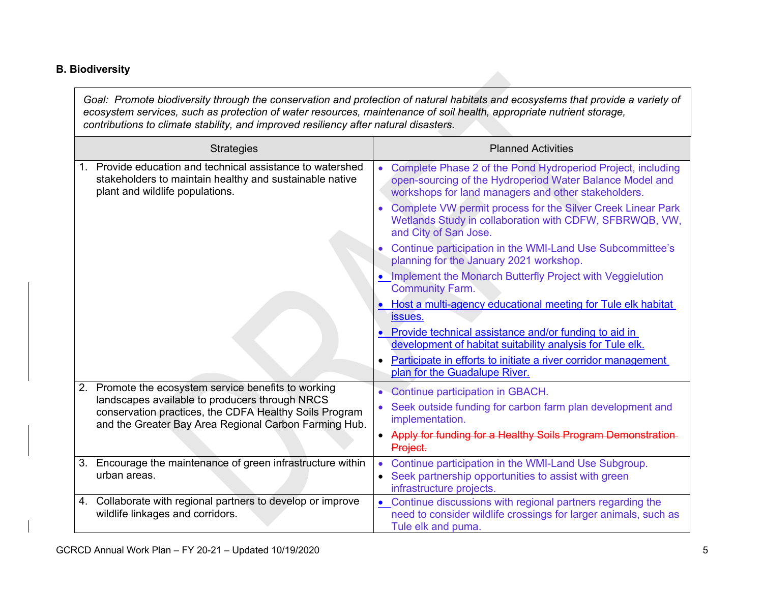**B. Biodiversity**

| *Goal: Promote biodiversity through the conservation and protection of natural habitats and ecosystems that provide a variety of ecosystem services, such as protection of water resources, maintenance of soil health, appropriate nutrient storage, contributions to climate stability, and improved resiliency after natural disasters.* | |
|---|---|
| **Strategies** | **Planned Activities** |
| 1. Provide education and technical assistance to watershed stakeholders to maintain healthy and sustainable native plant and wildlife populations. | • Complete Phase 2 of the Pond Hydroperiod Project, including open-sourcing of the Hydroperiod Water Balance Model and workshops for land managers and other stakeholders.<br>• Complete VW permit process for the Silver Creek Linear Park Wetlands Study in collaboration with CDFW, SFBRWQB, VW, and City of San Jose.<br>• Continue participation in the WMI-Land Use Subcommittee's planning for the January 2021 workshop.<br>• Implement the Monarch Butterfly Project with Veggielution Community Farm.<br>• Host a multi-agency educational meeting for Tule elk habitat issues.<br>• Provide technical assistance and/or funding to aid in development of habitat suitability analysis for Tule elk.<br>• Participate in efforts to initiate a river corridor management plan for the Guadalupe River. |
| 2. Promote the ecosystem service benefits to working landscapes available to producers through NRCS conservation practices, the CDFA Healthy Soils Program and the Greater Bay Area Regional Carbon Farming Hub. | • Continue participation in GBACH.<br>• Seek outside funding for carbon farm plan development and implementation.<br>• ~~Apply for funding for a Healthy Soils Program Demonstration Project.~~ |
| 3. Encourage the maintenance of green infrastructure within urban areas. | • Continue participation in the WMI-Land Use Subgroup.<br>• Seek partnership opportunities to assist with green infrastructure projects. |
| 4. Collaborate with regional partners to develop or improve wildlife linkages and corridors. | • Continue discussions with regional partners regarding the need to consider wildlife crossings for larger animals, such as Tule elk and puma. |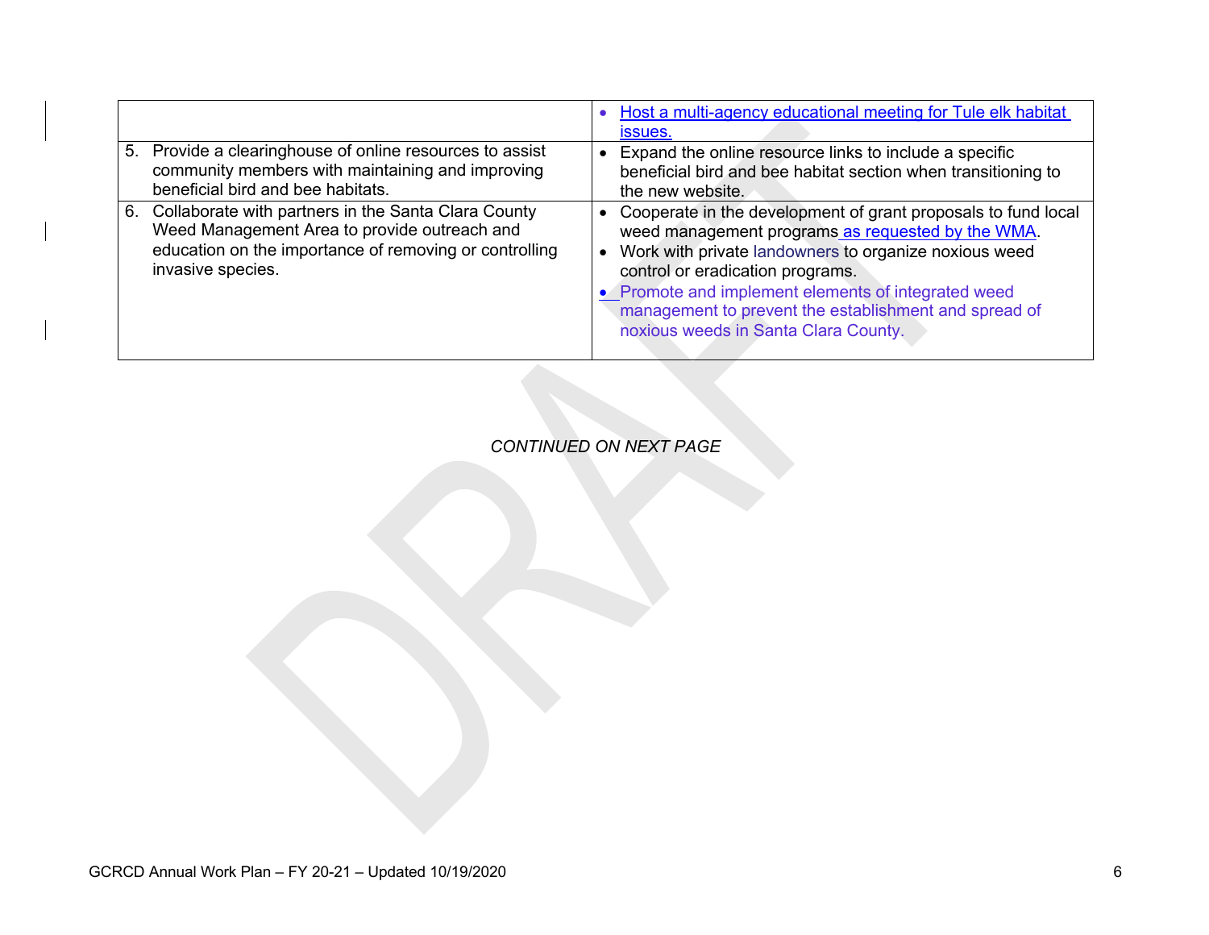| | |
|---|---|
| | • Host a multi-agency educational meeting for Tule elk habitat issues. |
| 5. Provide a clearinghouse of online resources to assist community members with maintaining and improving beneficial bird and bee habitats. | • Expand the online resource links to include a specific beneficial bird and bee habitat section when transitioning to the new website. |
| 6. Collaborate with partners in the Santa Clara County Weed Management Area to provide outreach and education on the importance of removing or controlling invasive species. | • Cooperate in the development of grant proposals to fund local weed management programs as requested by the WMA.<br>• Work with private landowners to organize noxious weed control or eradication programs.<br>• Promote and implement elements of integrated weed management to prevent the establishment and spread of noxious weeds in Santa Clara County. |

*CONTINUED ON NEXT PAGE*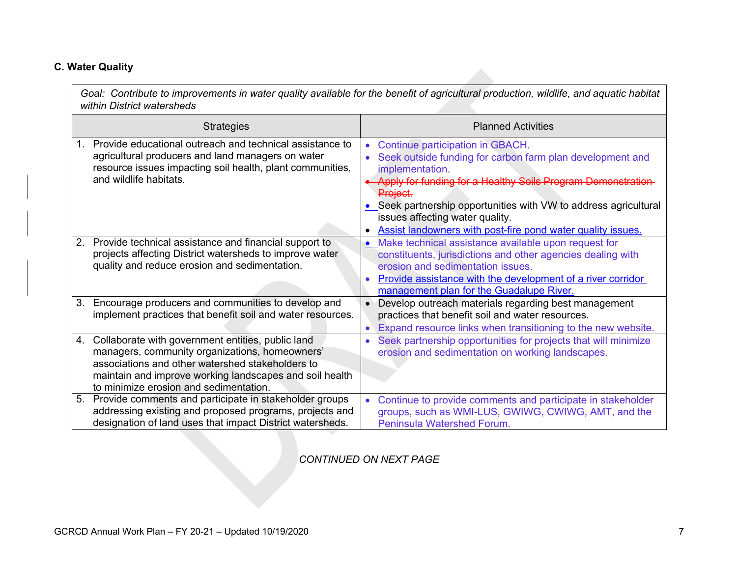### C. Water Quality

| *Goal: Contribute to improvements in water quality available for the benefit of agricultural production, wildlife, and aquatic habitat within District watersheds* | |
|---|---|
| Strategies | Planned Activities |
| 1. Provide educational outreach and technical assistance to agricultural producers and land managers on water resource issues impacting soil health, plant communities, and wildlife habitats. | • Continue participation in GBACH.<br>• Seek outside funding for carbon farm plan development and implementation.<br>• ~~Apply for funding for a Healthy Soils Program Demonstration Project.~~<br>• Seek partnership opportunities with VW to address agricultural issues affecting water quality.<br>• Assist landowners with post-fire pond water quality issues. |
| 2. Provide technical assistance and financial support to projects affecting District watersheds to improve water quality and reduce erosion and sedimentation. | • Make technical assistance available upon request for constituents, jurisdictions and other agencies dealing with erosion and sedimentation issues.<br>• Provide assistance with the development of a river corridor management plan for the Guadalupe River. |
| 3. Encourage producers and communities to develop and implement practices that benefit soil and water resources. | • Develop outreach materials regarding best management practices that benefit soil and water resources.<br>• Expand resource links when transitioning to the new website. |
| 4. Collaborate with government entities, public land managers, community organizations, homeowners' associations and other watershed stakeholders to maintain and improve working landscapes and soil health to minimize erosion and sedimentation. | • Seek partnership opportunities for projects that will minimize erosion and sedimentation on working landscapes. |
| 5. Provide comments and participate in stakeholder groups addressing existing and proposed programs, projects and designation of land uses that impact District watersheds. | • Continue to provide comments and participate in stakeholder groups, such as WMI-LUS, GWIWG, CWIWG, AMT, and the Peninsula Watershed Forum. |

*CONTINUED ON NEXT PAGE*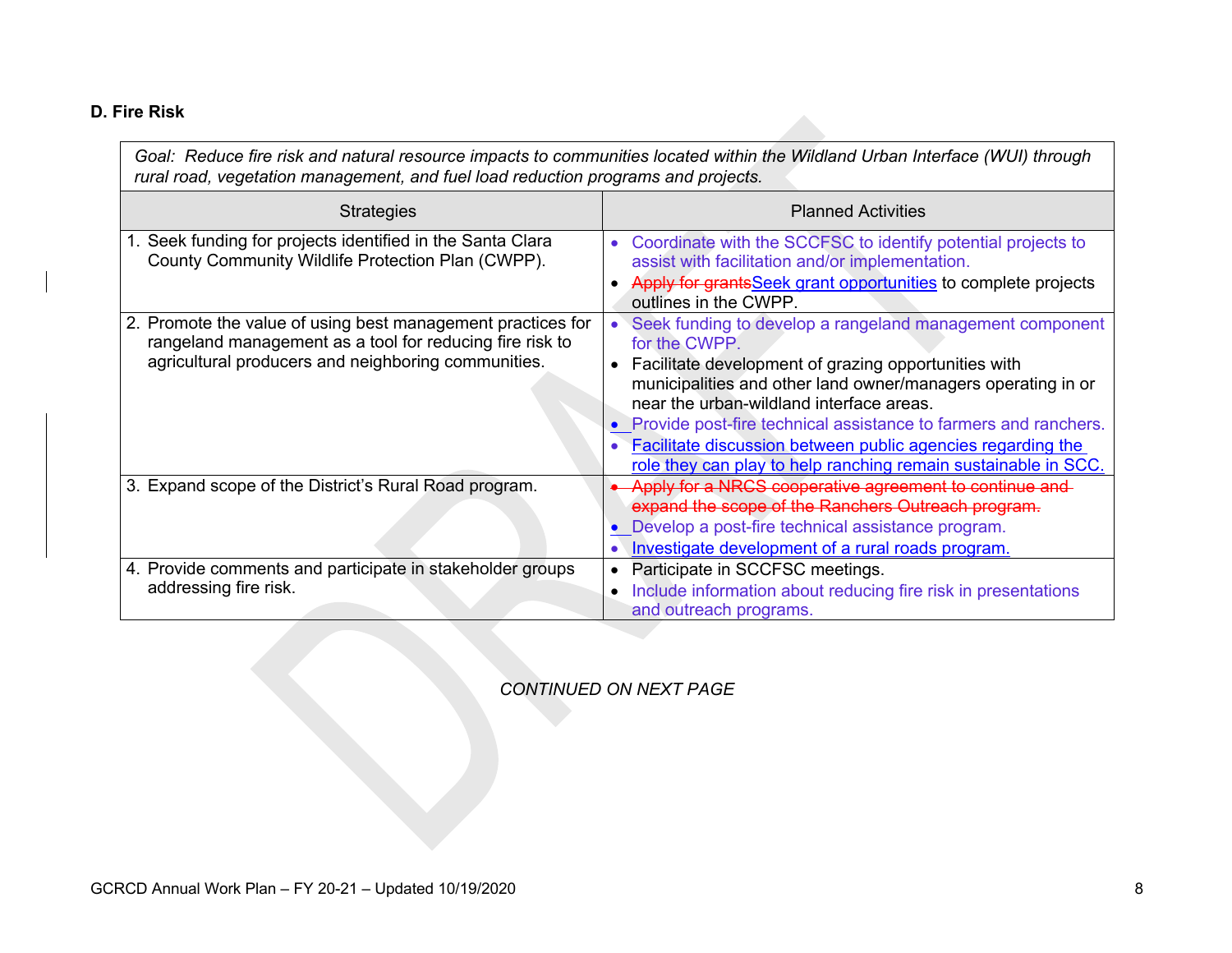### D. Fire Risk

| *Goal: Reduce fire risk and natural resource impacts to communities located within the Wildland Urban Interface (WUI) through rural road, vegetation management, and fuel load reduction programs and projects.* | |
|---|---|
| **Strategies** | **Planned Activities** |
| 1. Seek funding for projects identified in the Santa Clara County Community Wildlife Protection Plan (CWPP). | • Coordinate with the SCCFSC to identify potential projects to assist with facilitation and/or implementation.<br>• ~~Apply for grants~~Seek grant opportunities to complete projects outlines in the CWPP. |
| 2. Promote the value of using best management practices for rangeland management as a tool for reducing fire risk to agricultural producers and neighboring communities. | • Seek funding to develop a rangeland management component for the CWPP.<br>• Facilitate development of grazing opportunities with municipalities and other land owner/managers operating in or near the urban-wildland interface areas.<br>• Provide post-fire technical assistance to farmers and ranchers.<br>• Facilitate discussion between public agencies regarding the role they can play to help ranching remain sustainable in SCC. |
| 3. Expand scope of the District's Rural Road program. | • ~~Apply for a NRCS cooperative agreement to continue and expand the scope of the Ranchers Outreach program.~~<br>• Develop a post-fire technical assistance program.<br>• Investigate development of a rural roads program. |
| 4. Provide comments and participate in stakeholder groups addressing fire risk. | • Participate in SCCFSC meetings.<br>• Include information about reducing fire risk in presentations and outreach programs. |

*CONTINUED ON NEXT PAGE*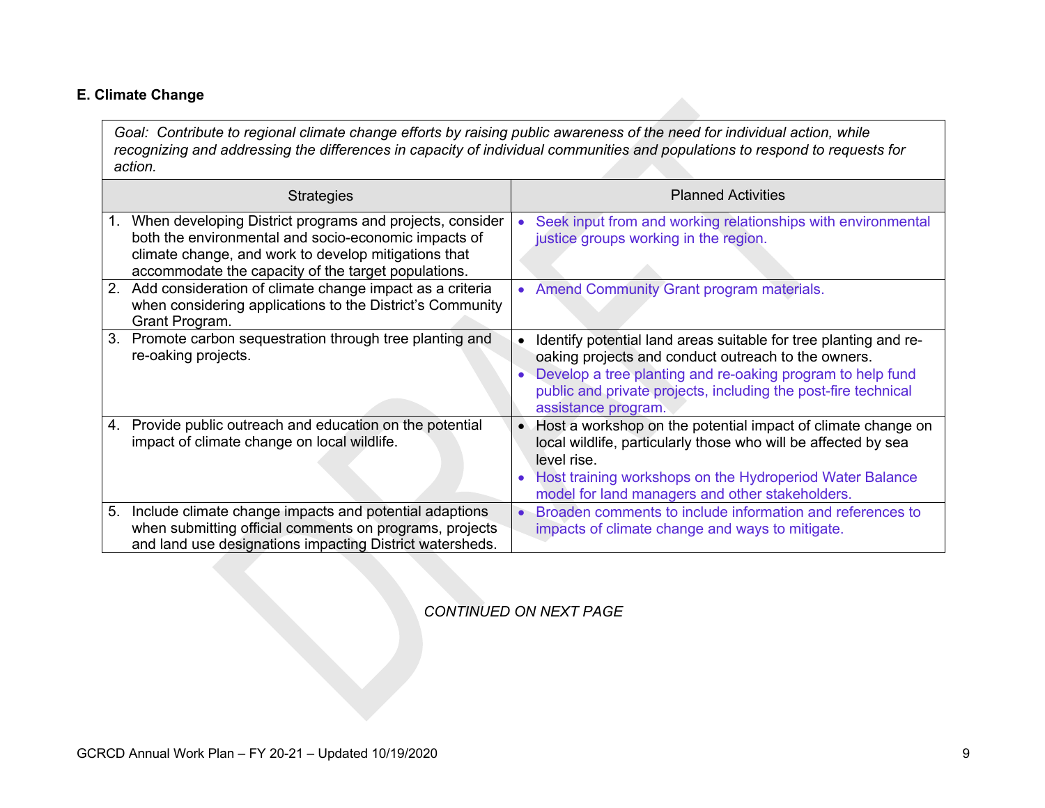### E. Climate Change

| *Goal: Contribute to regional climate change efforts by raising public awareness of the need for individual action, while recognizing and addressing the differences in capacity of individual communities and populations to respond to requests for action.* | |
|---|---|
| **Strategies** | **Planned Activities** |
| 1. When developing District programs and projects, consider both the environmental and socio-economic impacts of climate change, and work to develop mitigations that accommodate the capacity of the target populations. | • Seek input from and working relationships with environmental justice groups working in the region. |
| 2. Add consideration of climate change impact as a criteria when considering applications to the District's Community Grant Program. | • Amend Community Grant program materials. |
| 3. Promote carbon sequestration through tree planting and re-oaking projects. | • Identify potential land areas suitable for tree planting and re-oaking projects and conduct outreach to the owners.<br>• Develop a tree planting and re-oaking program to help fund public and private projects, including the post-fire technical assistance program. |
| 4. Provide public outreach and education on the potential impact of climate change on local wildlife. | • Host a workshop on the potential impact of climate change on local wildlife, particularly those who will be affected by sea level rise.<br>• Host training workshops on the Hydroperiod Water Balance model for land managers and other stakeholders. |
| 5. Include climate change impacts and potential adaptions when submitting official comments on programs, projects and land use designations impacting District watersheds. | • Broaden comments to include information and references to impacts of climate change and ways to mitigate. |

*CONTINUED ON NEXT PAGE*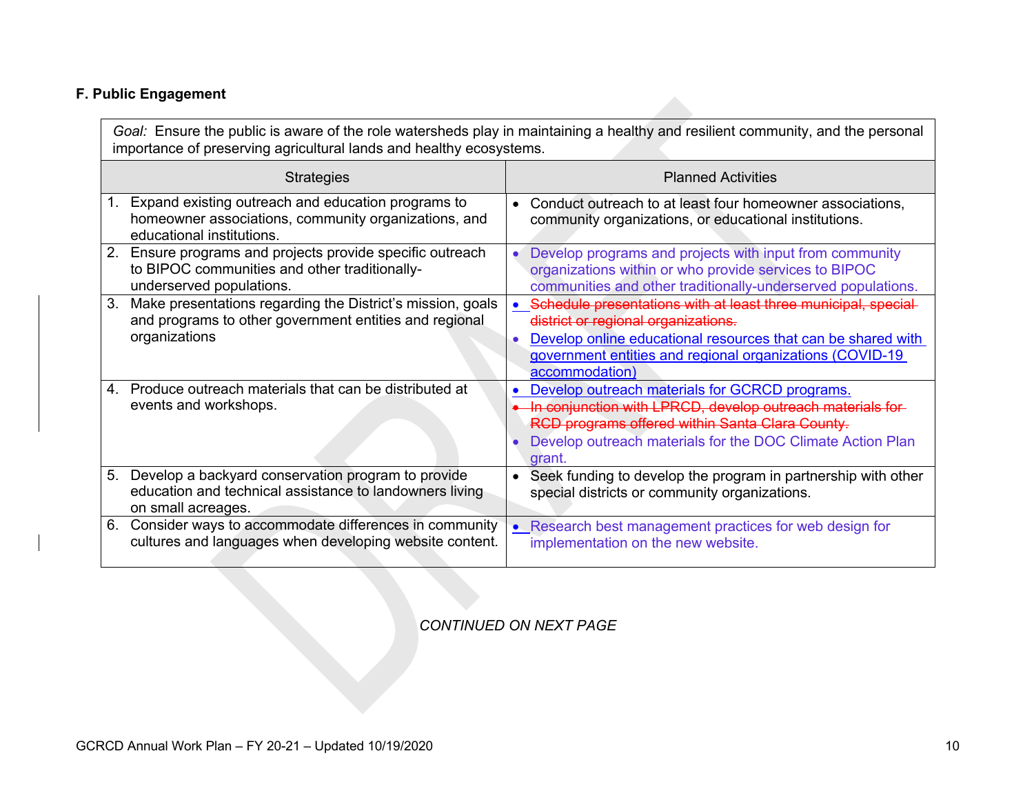### F. Public Engagement

| *Goal:* Ensure the public is aware of the role watersheds play in maintaining a healthy and resilient community, and the personal importance of preserving agricultural lands and healthy ecosystems. | |
|---|---|
| Strategies | Planned Activities |
| 1. Expand existing outreach and education programs to homeowner associations, community organizations, and educational institutions. | • Conduct outreach to at least four homeowner associations, community organizations, or educational institutions. |
| 2. Ensure programs and projects provide specific outreach to BIPOC communities and other traditionally-underserved populations. | • Develop programs and projects with input from community organizations within or who provide services to BIPOC communities and other traditionally-underserved populations. |
| 3. Make presentations regarding the District's mission, goals and programs to other government entities and regional organizations | • ~~Schedule presentations with at least three municipal, special district or regional organizations.~~<br>• Develop online educational resources that can be shared with government entities and regional organizations (COVID-19 accommodation) |
| 4. Produce outreach materials that can be distributed at events and workshops. | • Develop outreach materials for GCRCD programs.<br>• ~~In conjunction with LPRCD, develop outreach materials for RCD programs offered within Santa Clara County.~~<br>• Develop outreach materials for the DOC Climate Action Plan grant. |
| 5. Develop a backyard conservation program to provide education and technical assistance to landowners living on small acreages. | • Seek funding to develop the program in partnership with other special districts or community organizations. |
| 6. Consider ways to accommodate differences in community cultures and languages when developing website content. | • Research best management practices for web design for implementation on the new website. |

*CONTINUED ON NEXT PAGE*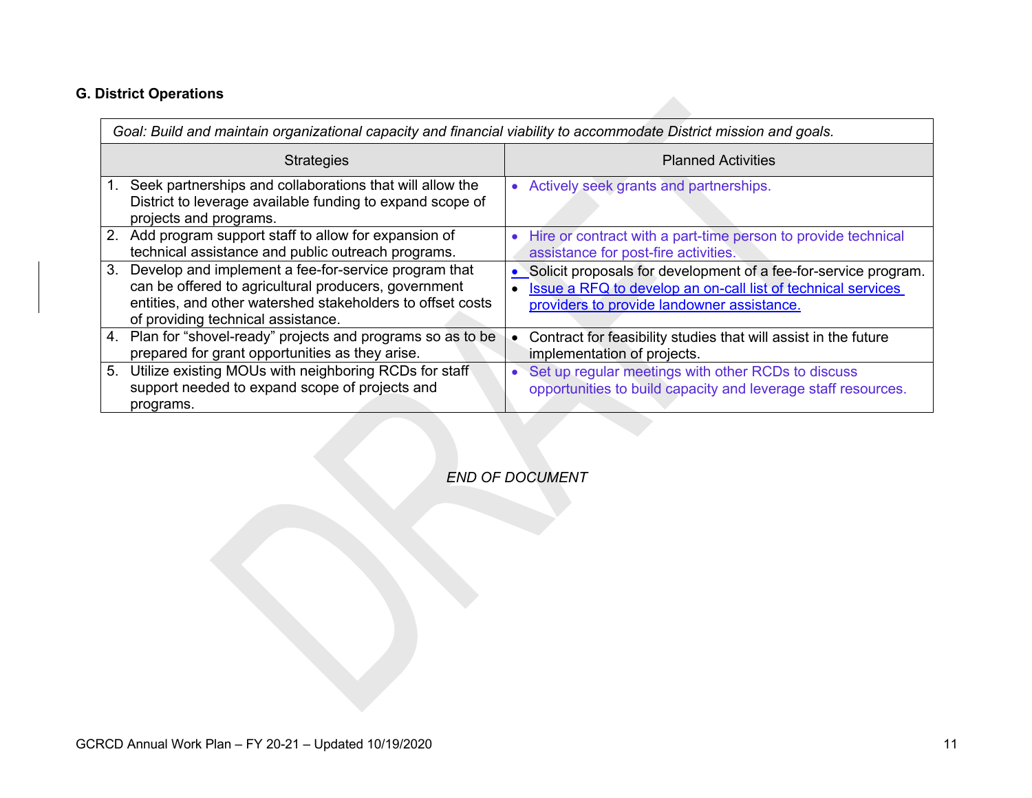### G. District Operations

| Goal: Build and maintain organizational capacity and financial viability to accommodate District mission and goals. | |
|---|---|
| Strategies | Planned Activities |
| 1. Seek partnerships and collaborations that will allow the District to leverage available funding to expand scope of projects and programs. | • Actively seek grants and partnerships. |
| 2. Add program support staff to allow for expansion of technical assistance and public outreach programs. | • Hire or contract with a part-time person to provide technical assistance for post-fire activities. |
| 3. Develop and implement a fee-for-service program that can be offered to agricultural producers, government entities, and other watershed stakeholders to offset costs of providing technical assistance. | • Solicit proposals for development of a fee-for-service program.<br>• Issue a RFQ to develop an on-call list of technical services providers to provide landowner assistance. |
| 4. Plan for "shovel-ready" projects and programs so as to be prepared for grant opportunities as they arise. | • Contract for feasibility studies that will assist in the future implementation of projects. |
| 5. Utilize existing MOUs with neighboring RCDs for staff support needed to expand scope of projects and programs. | • Set up regular meetings with other RCDs to discuss opportunities to build capacity and leverage staff resources. |

*END OF DOCUMENT*